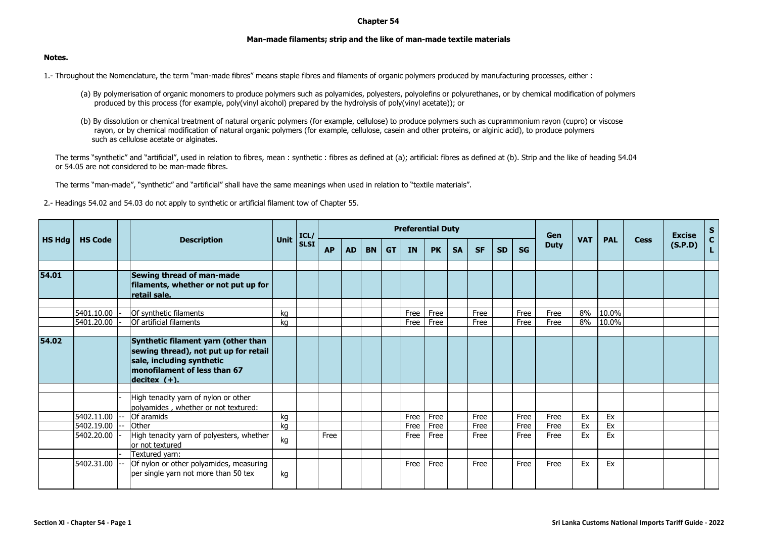# Chapter 54

## Man-made filaments; strip and the like of man-made textile materials

**Notes.**

1.- Throughout the Nomenclature, the term "man-made fibres" means staple fibres and filaments of organic polymers produced by manufacturing processes, either :

(a) By polymerisation of organic monomers to produce polymers such as polyamides, polyesters, polyolefins or polyurethanes, or by chemical modification of polymers produced by this process (for example, poly(vinyl alcohol) prepared by the hydrolysis of poly(vinyl acetate)); or

(b) By dissolution or chemical treatment of natural organic polymers (for example, cellulose) to produce polymers such as cuprammonium rayon (cupro) or viscose rayon, or by chemical modification of natural organic polymers (for example, cellulose, casein and other proteins, or alginic acid), to produce polymers such as cellulose acetate or alginates.

The terms "synthetic" and "artificial", used in relation to fibres, mean : synthetic : fibres as defined at (a); artificial: fibres as defined at (b). Strip and the like of heading 54.04 or 54.05 are not considered to be man-made fibres.

The terms "man-made", "synthetic" and "artificial" shall have the same meanings when used in relation to "textile materials".

2.- Headings 54.02 and 54.03 do not apply to synthetic or artificial filament tow of Chapter 55.

| HS Hdg | HS Code | | Description | Unit | ICL/ SLSI | Preferential Duty | | | | | | | | | | Gen Duty | VAT | PAL | Cess | Excise (S.P.D) | SCL |
|---|---|---|---|---|---|---|---|---|---|---|---|---|---|---|---|---|---|---|---|---|---|
| | | | | | | AP | AD | BN | GT | IN | PK | SA | SF | SD | SG | | | | | | |
| **54.01** | | | **Sewing thread of man-made filaments, whether or not put up for retail sale.** | | | | | | | | | | | | | | | | | | |
| | 5401.10.00 | - | Of synthetic filaments | kg | | | | | | Free | Free | | Free | | Free | Free | 8% | 10.0% | | | |
| | 5401.20.00 | - | Of artificial filaments | kg | | | | | | Free | Free | | Free | | Free | Free | 8% | 10.0% | | | |
| **54.02** | | | **Synthetic filament yarn (other than sewing thread), not put up for retail sale, including synthetic monofilament of less than 67 decitex (+).** | | | | | | | | | | | | | | | | | | |
| | | - | High tenacity yarn of nylon or other polyamides , whether or not textured: | | | | | | | | | | | | | | | | | | |
| | 5402.11.00 | -- | Of aramids | kg | | | | | | Free | Free | | Free | | Free | Free | Ex | Ex | | | |
| | 5402.19.00 | -- | Other | kg | | | | | | Free | Free | | Free | | Free | Free | Ex | Ex | | | |
| | 5402.20.00 | - | High tenacity yarn of polyesters, whether or not textured | kg | | Free | | | | Free | Free | | Free | | Free | Free | Ex | Ex | | | |
| | | - | Textured yarn: | | | | | | | | | | | | | | | | | | |
| | 5402.31.00 | -- | Of nylon or other polyamides, measuring per single yarn not more than 50 tex | kg | | | | | | Free | Free | | Free | | Free | Free | Ex | Ex | | | |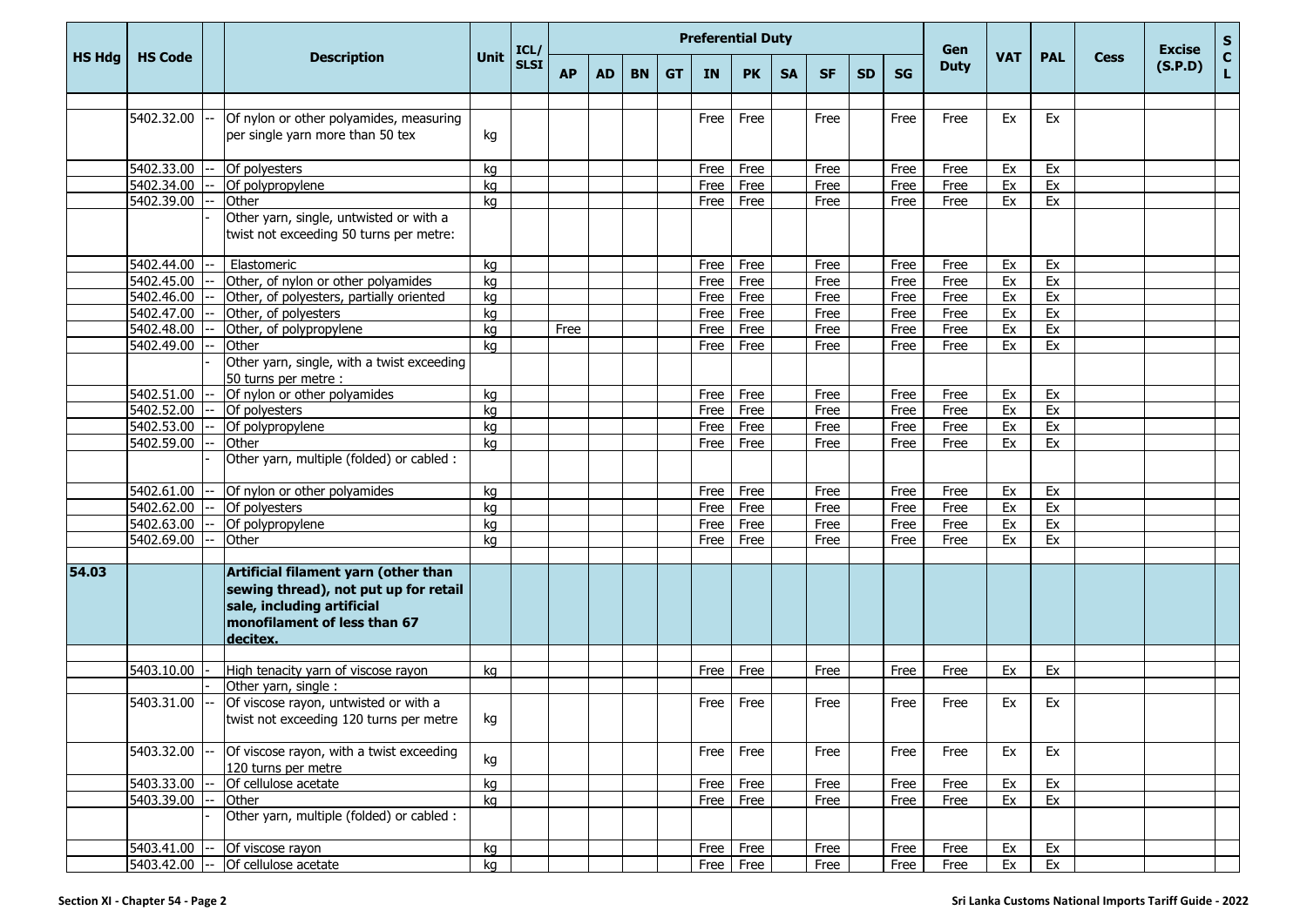| HS Hdg | HS Code | | Description | Unit | ICL/ SLSI | Preferential Duty | | | | | | | | | | Gen Duty | VAT | PAL | Cess | Excise (S.P.D) | S C L |
|---|---|---|---|---|---|---|---|---|---|---|---|---|---|---|---|---|---|---|---|---|---|
| | | | | | | AP | AD | BN | GT | IN | PK | SA | SF | SD | SG | | | | | | |
| | 5402.32.00 | -- | Of nylon or other polyamides, measuring per single yarn more than 50 tex | kg | | | | | | Free | Free | | Free | | Free | Free | Ex | Ex | | | |
| | 5402.33.00 | -- | Of polyesters | kg | | | | | | Free | Free | | Free | | Free | Free | Ex | Ex | | | |
| | 5402.34.00 | -- | Of polypropylene | kg | | | | | | Free | Free | | Free | | Free | Free | Ex | Ex | | | |
| | 5402.39.00 | -- | Other | kg | | | | | | Free | Free | | Free | | Free | Free | Ex | Ex | | | |
| | | - | Other yarn, single, untwisted or with a twist not exceeding 50 turns per metre: | | | | | | | | | | | | | | | | | | |
| | 5402.44.00 | -- | Elastomeric | kg | | | | | | Free | Free | | Free | | Free | Free | Ex | Ex | | | |
| | 5402.45.00 | -- | Other, of nylon or other polyamides | kg | | | | | | Free | Free | | Free | | Free | Free | Ex | Ex | | | |
| | 5402.46.00 | -- | Other, of polyesters, partially oriented | kg | | | | | | Free | Free | | Free | | Free | Free | Ex | Ex | | | |
| | 5402.47.00 | -- | Other, of polyesters | kg | | | | | | Free | Free | | Free | | Free | Free | Ex | Ex | | | |
| | 5402.48.00 | -- | Other, of polypropylene | kg | | Free | | | | Free | Free | | Free | | Free | Free | Ex | Ex | | | |
| | 5402.49.00 | -- | Other | kg | | | | | | Free | Free | | Free | | Free | Free | Ex | Ex | | | |
| | | - | Other yarn, single, with a twist exceeding 50 turns per metre : | | | | | | | | | | | | | | | | | | |
| | 5402.51.00 | -- | Of nylon or other polyamides | kg | | | | | | Free | Free | | Free | | Free | Free | Ex | Ex | | | |
| | 5402.52.00 | -- | Of polyesters | kg | | | | | | Free | Free | | Free | | Free | Free | Ex | Ex | | | |
| | 5402.53.00 | -- | Of polypropylene | kg | | | | | | Free | Free | | Free | | Free | Free | Ex | Ex | | | |
| | 5402.59.00 | -- | Other | kg | | | | | | Free | Free | | Free | | Free | Free | Ex | Ex | | | |
| | | - | Other yarn, multiple (folded) or cabled : | | | | | | | | | | | | | | | | | | |
| | 5402.61.00 | -- | Of nylon or other polyamides | kg | | | | | | Free | Free | | Free | | Free | Free | Ex | Ex | | | |
| | 5402.62.00 | -- | Of polyesters | kg | | | | | | Free | Free | | Free | | Free | Free | Ex | Ex | | | |
| | 5402.63.00 | -- | Of polypropylene | kg | | | | | | Free | Free | | Free | | Free | Free | Ex | Ex | | | |
| | 5402.69.00 | -- | Other | kg | | | | | | Free | Free | | Free | | Free | Free | Ex | Ex | | | |
| **54.03** | | | **Artificial filament yarn (other than sewing thread), not put up for retail sale, including artificial monofilament of less than 67 decitex.** | | | | | | | | | | | | | | | | | | |
| | 5403.10.00 | - | High tenacity yarn of viscose rayon | kg | | | | | | Free | Free | | Free | | Free | Free | Ex | Ex | | | |
| | | - | Other yarn, single : | | | | | | | | | | | | | | | | | | |
| | 5403.31.00 | -- | Of viscose rayon, untwisted or with a twist not exceeding 120 turns per metre | kg | | | | | | Free | Free | | Free | | Free | Free | Ex | Ex | | | |
| | 5403.32.00 | -- | Of viscose rayon, with a twist exceeding 120 turns per metre | kg | | | | | | Free | Free | | Free | | Free | Free | Ex | Ex | | | |
| | 5403.33.00 | -- | Of cellulose acetate | kg | | | | | | Free | Free | | Free | | Free | Free | Ex | Ex | | | |
| | 5403.39.00 | -- | Other | kg | | | | | | Free | Free | | Free | | Free | Free | Ex | Ex | | | |
| | | - | Other yarn, multiple (folded) or cabled : | | | | | | | | | | | | | | | | | | |
| | 5403.41.00 | -- | Of viscose rayon | kg | | | | | | Free | Free | | Free | | Free | Free | Ex | Ex | | | |
| | 5403.42.00 | -- | Of cellulose acetate | kg | | | | | | Free | Free | | Free | | Free | Free | Ex | Ex | | | |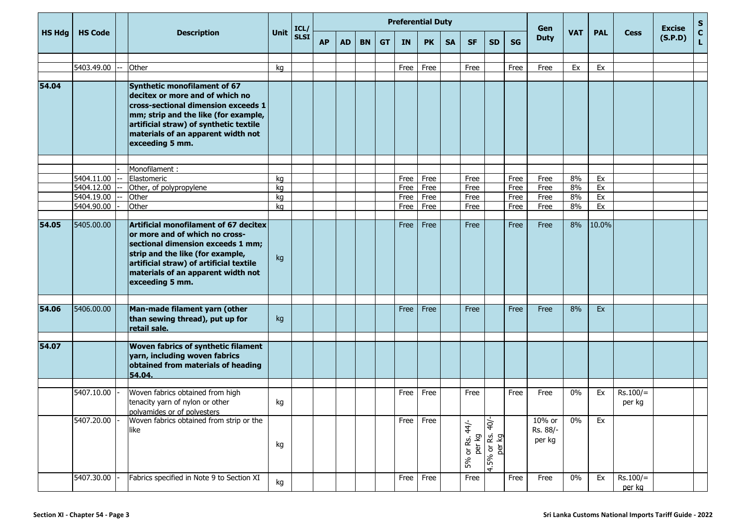| HS Hdg | HS Code | | Description | Unit | ICL/ SLSI | Preferential Duty | | | | | | | | | | Gen Duty | VAT | PAL | Cess | Excise (S.P.D) | SCL |
|---|---|---|---|---|---|---|---|---|---|---|---|---|---|---|---|---|---|---|---|---|---|
| | | | | | | AP | AD | BN | GT | IN | PK | SA | SF | SD | SG | | | | | | |
| | 5403.49.00 | -- | Other | kg | | | | | | Free | Free | | Free | | Free | Free | Ex | Ex | | | |
| **54.04** | | | **Synthetic monofilament of 67 decitex or more and of which no cross-sectional dimension exceeds 1 mm; strip and the like (for example, artificial straw) of synthetic textile materials of an apparent width not exceeding 5 mm.** | | | | | | | | | | | | | | | | | | |
| | | - | Monofilament : | | | | | | | | | | | | | | | | | | |
| | 5404.11.00 | -- | Elastomeric | kg | | | | | | Free | Free | | Free | | Free | Free | 8% | Ex | | | |
| | 5404.12.00 | -- | Other, of polypropylene | kg | | | | | | Free | Free | | Free | | Free | Free | 8% | Ex | | | |
| | 5404.19.00 | -- | Other | kg | | | | | | Free | Free | | Free | | Free | Free | 8% | Ex | | | |
| | 5404.90.00 | - | Other | kg | | | | | | Free | Free | | Free | | Free | Free | 8% | Ex | | | |
| **54.05** | 5405.00.00 | | **Artificial monofilament of 67 decitex or more and of which no cross-sectional dimension exceeds 1 mm; strip and the like (for example, artificial straw) of artificial textile materials of an apparent width not exceeding 5 mm.** | kg | | | | | | Free | Free | | Free | | Free | Free | 8% | 10.0% | | | |
| **54.06** | 5406.00.00 | | **Man-made filament yarn (other than sewing thread), put up for retail sale.** | kg | | | | | | Free | Free | | Free | | Free | Free | 8% | Ex | | | |
| **54.07** | | | **Woven fabrics of synthetic filament yarn, including woven fabrics obtained from materials of heading 54.04.** | | | | | | | | | | | | | | | | | | |
| | 5407.10.00 | - | Woven fabrics obtained from high tenacity yarn of nylon or other polyamides or of polyesters | kg | | | | | | Free | Free | | Free | | Free | Free | 0% | Ex | Rs.100/= per kg | | |
| | 5407.20.00 | - | Woven fabrics obtained from strip or the like | kg | | | | | | Free | Free | | 5% or Rs. 44/- per kg | 4.5% or Rs. 40/- per kg | | 10% or Rs. 88/- per kg | 0% | Ex | | | |
| | 5407.30.00 | - | Fabrics specified in Note 9 to Section XI | kg | | | | | | Free | Free | | Free | | Free | Free | 0% | Ex | Rs.100/= per kg | | |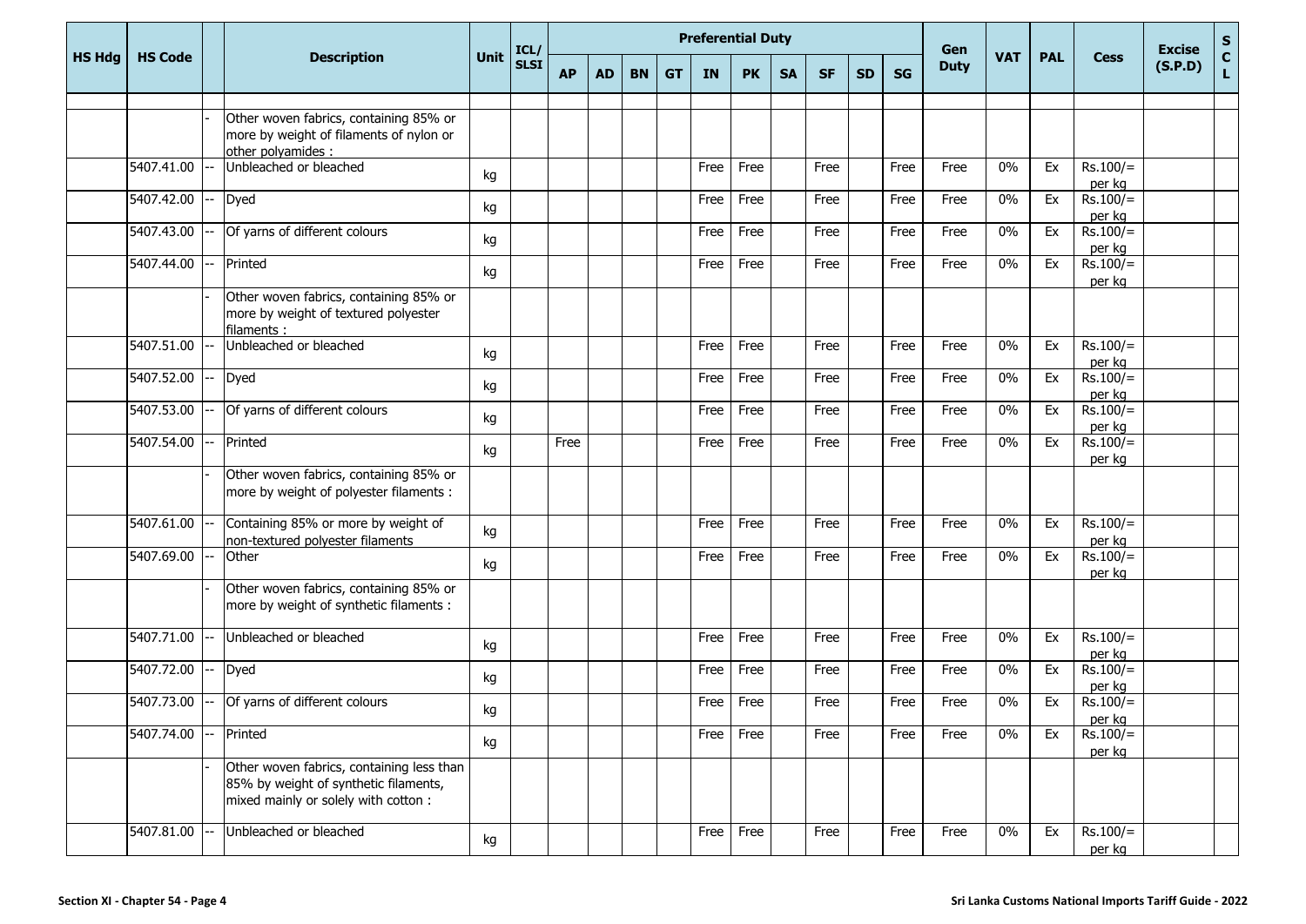| HS Hdg | HS Code | | Description | Unit | ICL/ SLSI | Preferential Duty | | | | | | | | | | Gen Duty | VAT | PAL | Cess | Excise (S.P.D) | S C L |
|---|---|---|---|---|---|---|---|---|---|---|---|---|---|---|---|---|---|---|---|---|---|
| | | | | | | AP | AD | BN | GT | IN | PK | SA | SF | SD | SG | | | | | | |
| | | - | Other woven fabrics, containing 85% or more by weight of filaments of nylon or other polyamides : | | | | | | | | | | | | | | | | | | |
| | 5407.41.00 | -- | Unbleached or bleached | kg | | | | | | Free | Free | | Free | | Free | Free | 0% | Ex | Rs.100/= per kg | | |
| | 5407.42.00 | -- | Dyed | kg | | | | | | Free | Free | | Free | | Free | Free | 0% | Ex | Rs.100/= per kg | | |
| | 5407.43.00 | -- | Of yarns of different colours | kg | | | | | | Free | Free | | Free | | Free | Free | 0% | Ex | Rs.100/= per kg | | |
| | 5407.44.00 | -- | Printed | kg | | | | | | Free | Free | | Free | | Free | Free | 0% | Ex | Rs.100/= per kg | | |
| | | - | Other woven fabrics, containing 85% or more by weight of textured polyester filaments : | | | | | | | | | | | | | | | | | | |
| | 5407.51.00 | -- | Unbleached or bleached | kg | | | | | | Free | Free | | Free | | Free | Free | 0% | Ex | Rs.100/= per kg | | |
| | 5407.52.00 | -- | Dyed | kg | | | | | | Free | Free | | Free | | Free | Free | 0% | Ex | Rs.100/= per kg | | |
| | 5407.53.00 | -- | Of yarns of different colours | kg | | | | | | Free | Free | | Free | | Free | Free | 0% | Ex | Rs.100/= per kg | | |
| | 5407.54.00 | -- | Printed | kg | | Free | | | | Free | Free | | Free | | Free | Free | 0% | Ex | Rs.100/= per kg | | |
| | | - | Other woven fabrics, containing 85% or more by weight of polyester filaments : | | | | | | | | | | | | | | | | | | |
| | 5407.61.00 | -- | Containing 85% or more by weight of non-textured polyester filaments | kg | | | | | | Free | Free | | Free | | Free | Free | 0% | Ex | Rs.100/= per kg | | |
| | 5407.69.00 | -- | Other | kg | | | | | | Free | Free | | Free | | Free | Free | 0% | Ex | Rs.100/= per kg | | |
| | | - | Other woven fabrics, containing 85% or more by weight of synthetic filaments : | | | | | | | | | | | | | | | | | | |
| | 5407.71.00 | -- | Unbleached or bleached | kg | | | | | | Free | Free | | Free | | Free | Free | 0% | Ex | Rs.100/= per kg | | |
| | 5407.72.00 | -- | Dyed | kg | | | | | | Free | Free | | Free | | Free | Free | 0% | Ex | Rs.100/= per kg | | |
| | 5407.73.00 | -- | Of yarns of different colours | kg | | | | | | Free | Free | | Free | | Free | Free | 0% | Ex | Rs.100/= per kg | | |
| | 5407.74.00 | -- | Printed | kg | | | | | | Free | Free | | Free | | Free | Free | 0% | Ex | Rs.100/= per kg | | |
| | | - | Other woven fabrics, containing less than 85% by weight of synthetic filaments, mixed mainly or solely with cotton : | | | | | | | | | | | | | | | | | | |
| | 5407.81.00 | -- | Unbleached or bleached | kg | | | | | | Free | Free | | Free | | Free | Free | 0% | Ex | Rs.100/= per kg | | |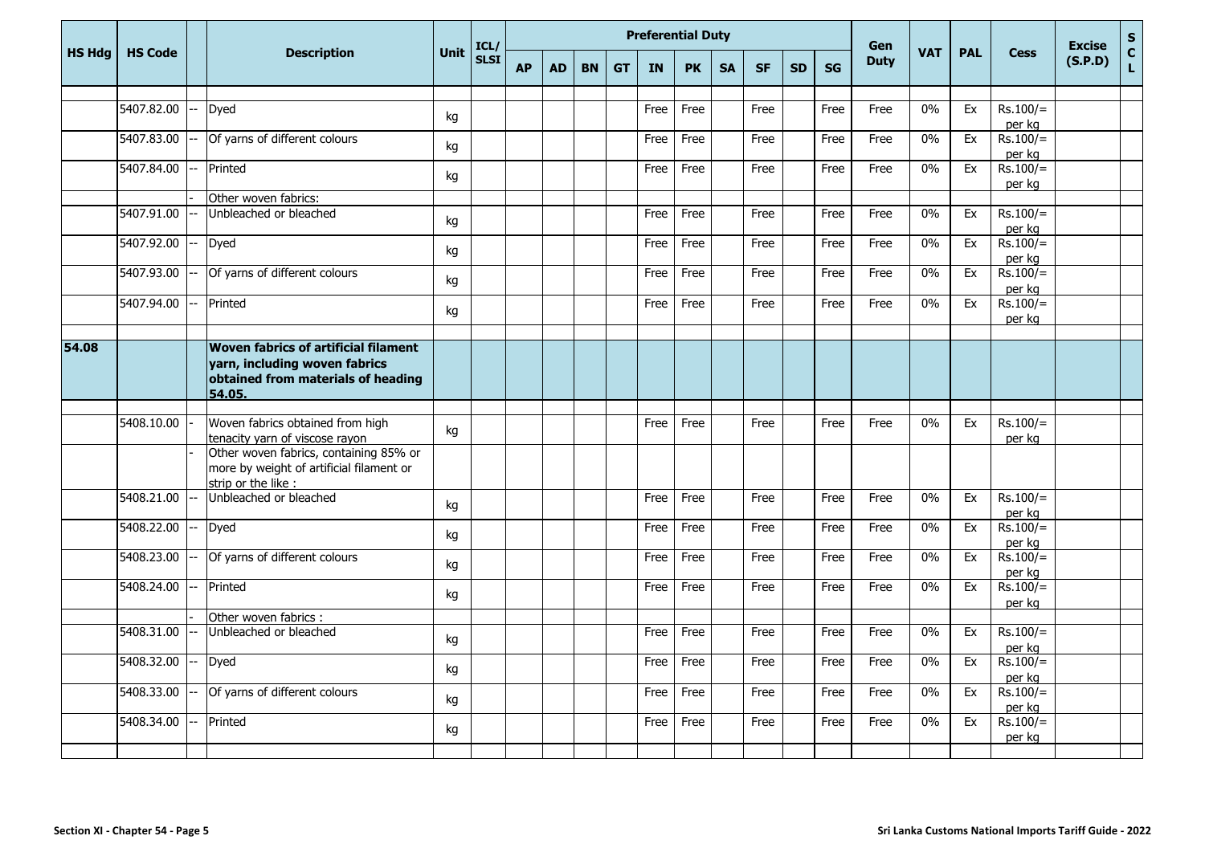| HS Hdg | HS Code | | Description | Unit | ICL/ SLSI | Preferential Duty | | | | | | | | | | Gen Duty | VAT | PAL | Cess | Excise (S.P.D) | SCL |
|---|---|---|---|---|---|---|---|---|---|---|---|---|---|---|---|---|---|---|---|---|---|
| | | | | | | AP | AD | BN | GT | IN | PK | SA | SF | SD | SG | | | | | | |
| | 5407.82.00 | -- | Dyed | kg | | | | | | Free | Free | | Free | | Free | Free | 0% | Ex | Rs.100/= per kg | | |
| | 5407.83.00 | -- | Of yarns of different colours | kg | | | | | | Free | Free | | Free | | Free | Free | 0% | Ex | Rs.100/= per kg | | |
| | 5407.84.00 | -- | Printed | kg | | | | | | Free | Free | | Free | | Free | Free | 0% | Ex | Rs.100/= per kg | | |
| | | - | Other woven fabrics: | | | | | | | | | | | | | | | | | | |
| | 5407.91.00 | -- | Unbleached or bleached | kg | | | | | | Free | Free | | Free | | Free | Free | 0% | Ex | Rs.100/= per kg | | |
| | 5407.92.00 | -- | Dyed | kg | | | | | | Free | Free | | Free | | Free | Free | 0% | Ex | Rs.100/= per kg | | |
| | 5407.93.00 | -- | Of yarns of different colours | kg | | | | | | Free | Free | | Free | | Free | Free | 0% | Ex | Rs.100/= per kg | | |
| | 5407.94.00 | -- | Printed | kg | | | | | | Free | Free | | Free | | Free | Free | 0% | Ex | Rs.100/= per kg | | |
| **54.08** | | | **Woven fabrics of artificial filament yarn, including woven fabrics obtained from materials of heading 54.05.** | | | | | | | | | | | | | | | | | | |
| | 5408.10.00 | - | Woven fabrics obtained from high tenacity yarn of viscose rayon | kg | | | | | | Free | Free | | Free | | Free | Free | 0% | Ex | Rs.100/= per kg | | |
| | | - | Other woven fabrics, containing 85% or more by weight of artificial filament or strip or the like : | | | | | | | | | | | | | | | | | | |
| | 5408.21.00 | -- | Unbleached or bleached | kg | | | | | | Free | Free | | Free | | Free | Free | 0% | Ex | Rs.100/= per kg | | |
| | 5408.22.00 | -- | Dyed | kg | | | | | | Free | Free | | Free | | Free | Free | 0% | Ex | Rs.100/= per kg | | |
| | 5408.23.00 | -- | Of yarns of different colours | kg | | | | | | Free | Free | | Free | | Free | Free | 0% | Ex | Rs.100/= per kg | | |
| | 5408.24.00 | -- | Printed | kg | | | | | | Free | Free | | Free | | Free | Free | 0% | Ex | Rs.100/= per kg | | |
| | | - | Other woven fabrics : | | | | | | | | | | | | | | | | | | |
| | 5408.31.00 | -- | Unbleached or bleached | kg | | | | | | Free | Free | | Free | | Free | Free | 0% | Ex | Rs.100/= per kg | | |
| | 5408.32.00 | -- | Dyed | kg | | | | | | Free | Free | | Free | | Free | Free | 0% | Ex | Rs.100/= per kg | | |
| | 5408.33.00 | -- | Of yarns of different colours | kg | | | | | | Free | Free | | Free | | Free | Free | 0% | Ex | Rs.100/= per kg | | |
| | 5408.34.00 | -- | Printed | kg | | | | | | Free | Free | | Free | | Free | Free | 0% | Ex | Rs.100/= per kg | | |